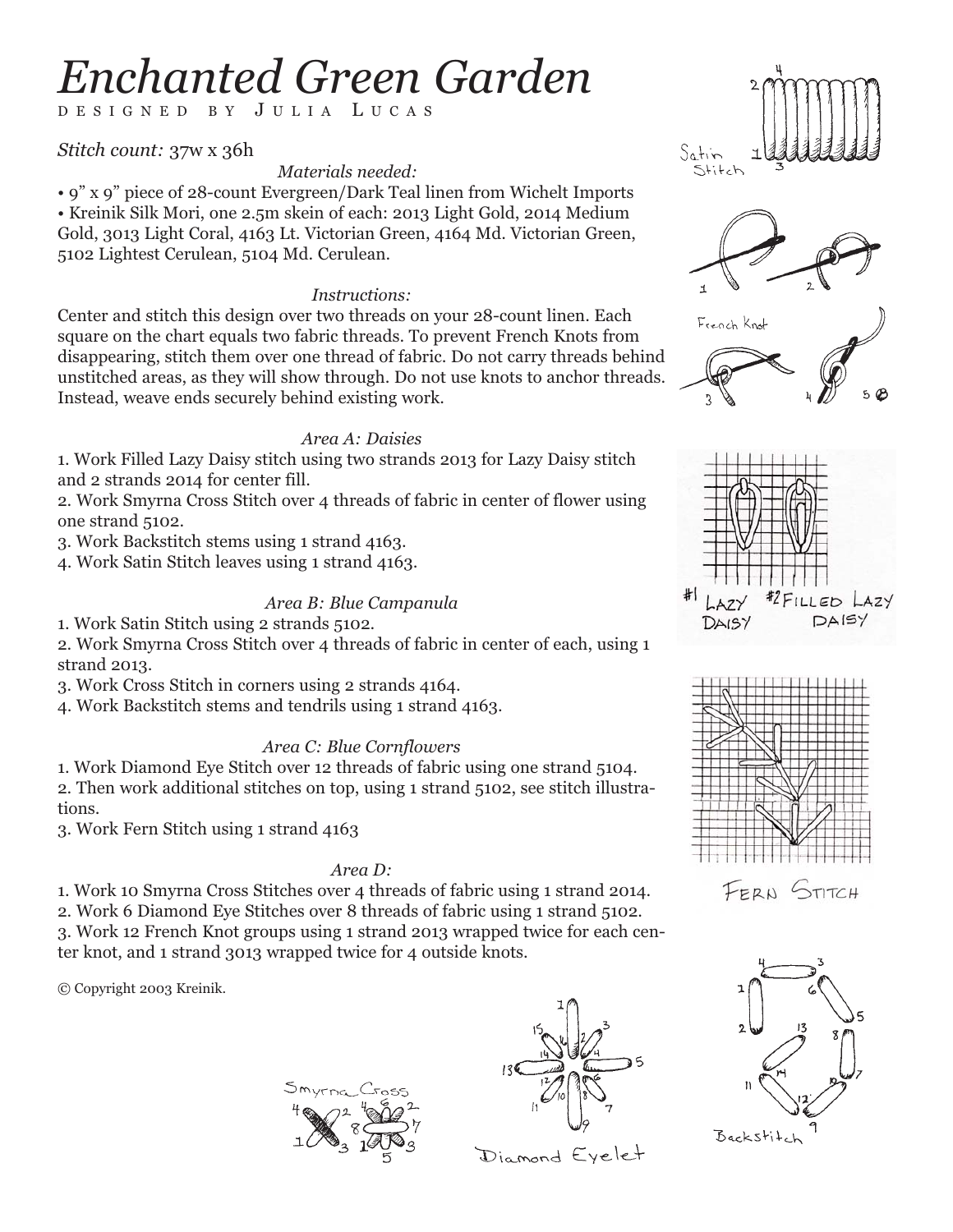# *Enchanted Green Garden*

DESIGNED BY JULIA LUCAS

*Stitch count:* 37w x 36h

*Materials needed:*

• 9" x 9" piece of 28-count Evergreen/Dark Teal linen from Wichelt Imports
• Kreinik Silk Mori, one 2.5m skein of each: 2013 Light Gold, 2014 Medium Gold, 3013 Light Coral, 4163 Lt. Victorian Green, 4164 Md. Victorian Green, 5102 Lightest Cerulean, 5104 Md. Cerulean.

*Instructions:*

Center and stitch this design over two threads on your 28-count linen. Each square on the chart equals two fabric threads. To prevent French Knots from disappearing, stitch them over one thread of fabric. Do not carry threads behind unstitched areas, as they will show through. Do not use knots to anchor threads. Instead, weave ends securely behind existing work.

*Area A: Daisies*

1. Work Filled Lazy Daisy stitch using two strands 2013 for Lazy Daisy stitch and 2 strands 2014 for center fill.
2. Work Smyrna Cross Stitch over 4 threads of fabric in center of flower using one strand 5102.
3. Work Backstitch stems using 1 strand 4163.
4. Work Satin Stitch leaves using 1 strand 4163.

*Area B: Blue Campanula*

1. Work Satin Stitch using 2 strands 5102.
2. Work Smyrna Cross Stitch over 4 threads of fabric in center of each, using 1 strand 2013.
3. Work Cross Stitch in corners using 2 strands 4164.
4. Work Backstitch stems and tendrils using 1 strand 4163.

*Area C: Blue Cornflowers*

1. Work Diamond Eye Stitch over 12 threads of fabric using one strand 5104.
2. Then work additional stitches on top, using 1 strand 5102, see stitch illustrations.
3. Work Fern Stitch using 1 strand 4163

*Area D:*

1. Work 10 Smyrna Cross Stitches over 4 threads of fabric using 1 strand 2014.
2. Work 6 Diamond Eye Stitches over 8 threads of fabric using 1 strand 5102.
3. Work 12 French Knot groups using 1 strand 2013 wrapped twice for each center knot, and 1 strand 3013 wrapped twice for 4 outside knots.

© Copyright 2003 Kreinik.

Satin Stitch

French Knot

#1 LAZY DAISY #2 FILLED LAZY DAISY

FERN STITCH

Smyrna Cross

Diamond Eyelet

Backstitch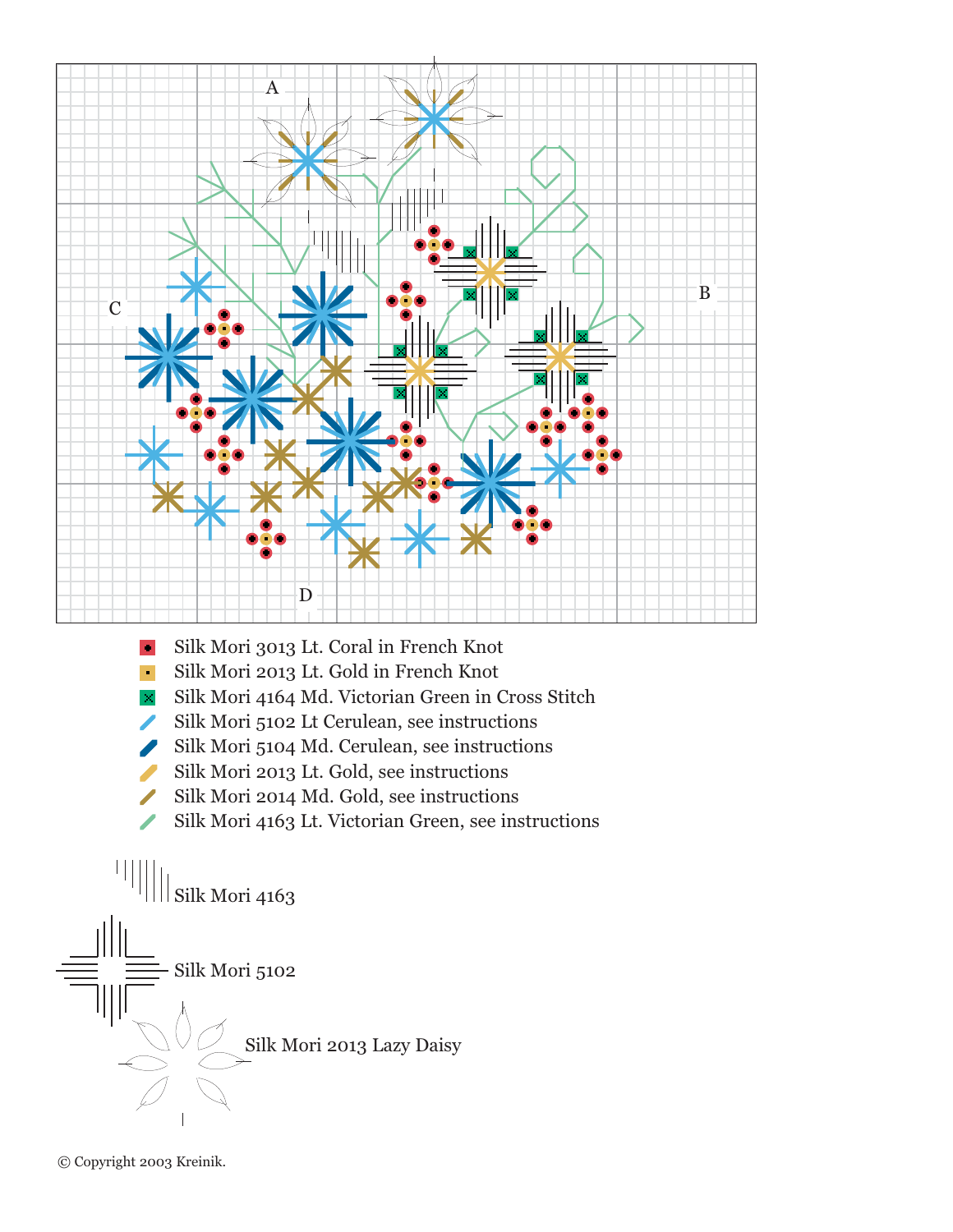A

B

C

D

- Silk Mori 3013 Lt. Coral in French Knot
- Silk Mori 2013 Lt. Gold in French Knot
- Silk Mori 4164 Md. Victorian Green in Cross Stitch
- Silk Mori 5102 Lt Cerulean, see instructions
- Silk Mori 5104 Md. Cerulean, see instructions
- Silk Mori 2013 Lt. Gold, see instructions
- Silk Mori 2014 Md. Gold, see instructions
- Silk Mori 4163 Lt. Victorian Green, see instructions

Silk Mori 4163

Silk Mori 5102

Silk Mori 2013 Lazy Daisy

© Copyright 2003 Kreinik.